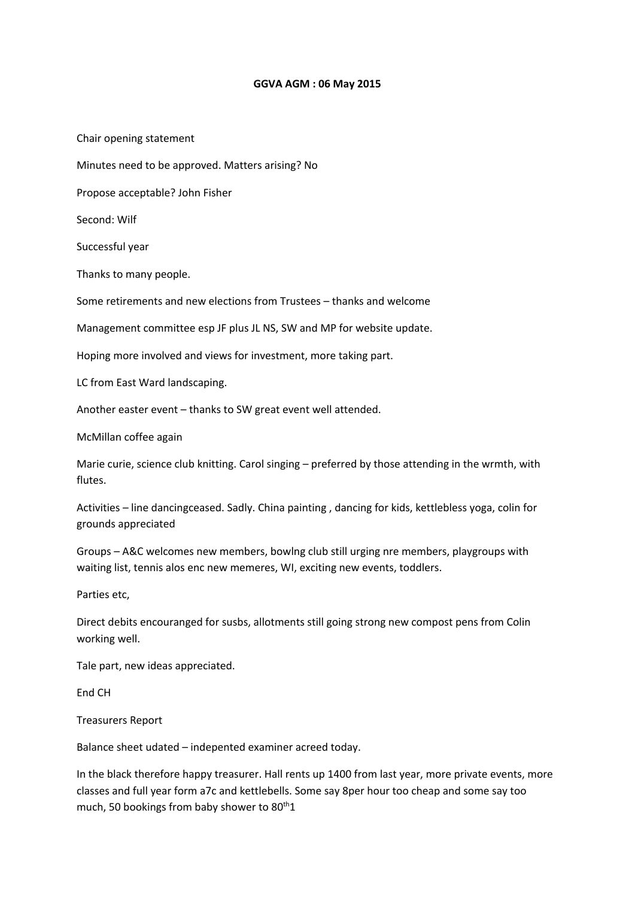**GGVA AGM : 06 May 2015**

Chair opening statement

Minutes need to be approved. Matters arising? No

Propose acceptable? John Fisher

Second: Wilf

Successful year

Thanks to many people.

Some retirements and new elections from Trustees – thanks and welcome

Management committee esp JF plus JL NS, SW and MP for website update.

Hoping more involved and views for investment, more taking part.

LC from East Ward landscaping.

Another easter event – thanks to SW great event well attended.

McMillan coffee again

Marie curie, science club knitting. Carol singing – preferred by those attending in the wrmth, with flutes.

Activities – line dancingceased. Sadly. China painting , dancing for kids, kettlebless yoga, colin for grounds appreciated

Groups – A&C welcomes new members, bowlng club still urging nre members, playgroups with waiting list, tennis alos enc new memeres, WI, exciting new events, toddlers.

Parties etc,

Direct debits encouranged for susbs, allotments still going strong new compost pens from Colin working well.

Tale part, new ideas appreciated.

End CH

Treasurers Report

Balance sheet udated – indepented examiner acreed today.

In the black therefore happy treasurer. Hall rents up 1400 from last year, more private events, more classes and full year form a7c and kettlebells. Some say 8per hour too cheap and some say too much, 50 bookings from baby shower to 80th1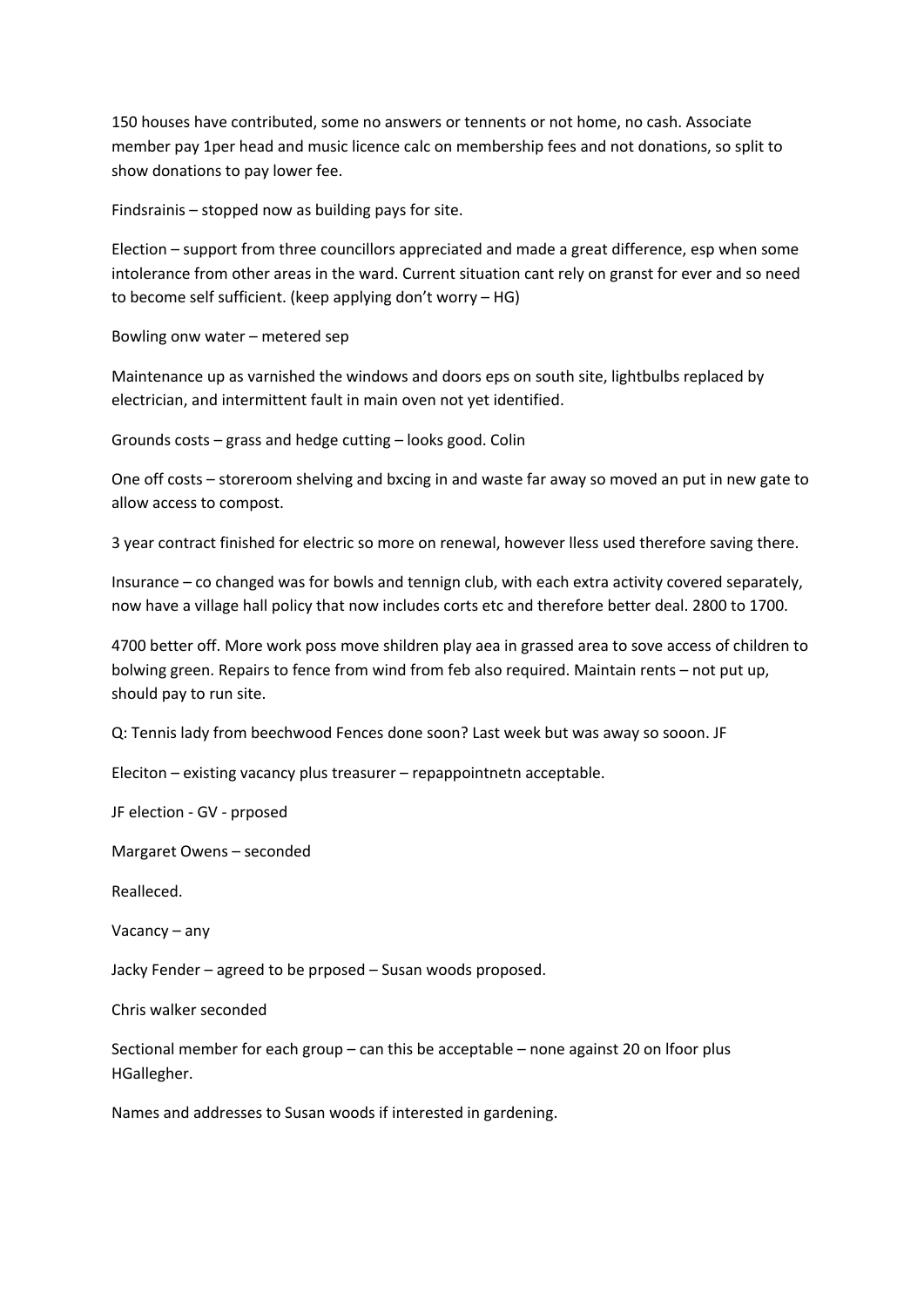150 houses have contributed, some no answers or tennents or not home, no cash. Associate member pay 1per head and music licence calc on membership fees and not donations, so split to show donations to pay lower fee.

Findsrainis – stopped now as building pays for site.

Election – support from three councillors appreciated and made a great difference, esp when some intolerance from other areas in the ward. Current situation cant rely on granst for ever and so need to become self sufficient. (keep applying don't worry – HG)

Bowling onw water – metered sep

Maintenance up as varnished the windows and doors eps on south site, lightbulbs replaced by electrician, and intermittent fault in main oven not yet identified.

Grounds costs – grass and hedge cutting – looks good. Colin

One off costs – storeroom shelving and bxcing in and waste far away so moved an put in new gate to allow access to compost.

3 year contract finished for electric so more on renewal, however lless used therefore saving there.

Insurance – co changed was for bowls and tennign club, with each extra activity covered separately, now have a village hall policy that now includes corts etc and therefore better deal. 2800 to 1700.

4700 better off. More work poss move shildren play aea in grassed area to sove access of children to bolwing green. Repairs to fence from wind from feb also required. Maintain rents – not put up, should pay to run site.

Q: Tennis lady from beechwood Fences done soon? Last week but was away so sooon. JF

Eleciton – existing vacancy plus treasurer – repappointnetn acceptable.

JF election - GV - prposed

Margaret Owens – seconded

Realleced.

Vacancy – any

Jacky Fender – agreed to be prposed – Susan woods proposed.

Chris walker seconded

Sectional member for each group – can this be acceptable – none against 20 on lfoor plus HGallegher.

Names and addresses to Susan woods if interested in gardening.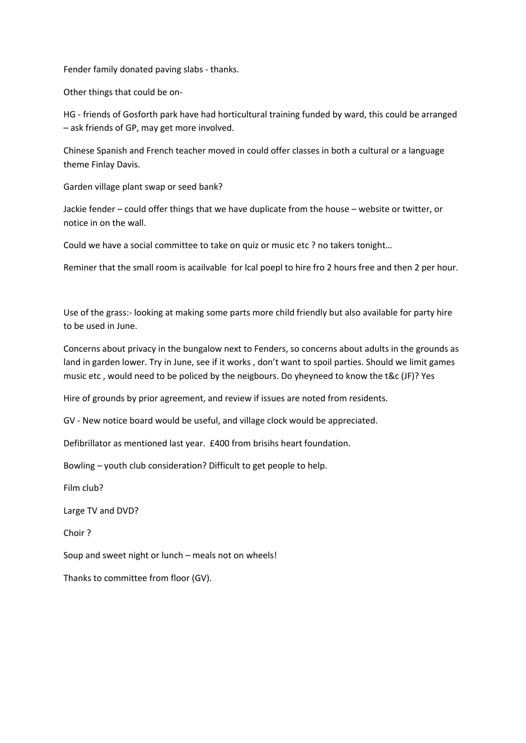Fender family donated paving slabs - thanks.

Other things that could be on-

HG - friends of Gosforth park have had horticultural training funded by ward, this could be arranged – ask friends of GP, may get more involved.

Chinese Spanish and French teacher moved in could offer classes in both a cultural or a language theme Finlay Davis.

Garden village plant swap or seed bank?

Jackie fender – could offer things that we have duplicate from the house – website or twitter, or notice in on the wall.

Could we have a social committee to take on quiz or music etc ? no takers tonight…

Reminer that the small room is acailvable  for lcal poepl to hire fro 2 hours free and then 2 per hour.

Use of the grass:- looking at making some parts more child friendly but also available for party hire to be used in June.

Concerns about privacy in the bungalow next to Fenders, so concerns about adults in the grounds as land in garden lower. Try in June, see if it works , don't want to spoil parties. Should we limit games music etc , would need to be policed by the neigbours. Do yheyneed to know the t&c (JF)? Yes

Hire of grounds by prior agreement, and review if issues are noted from residents.

GV - New notice board would be useful, and village clock would be appreciated.

Defibrillator as mentioned last year.  £400 from brisihs heart foundation.

Bowling – youth club consideration? Difficult to get people to help.

Film club?

Large TV and DVD?

Choir ?

Soup and sweet night or lunch – meals not on wheels!

Thanks to committee from floor (GV).